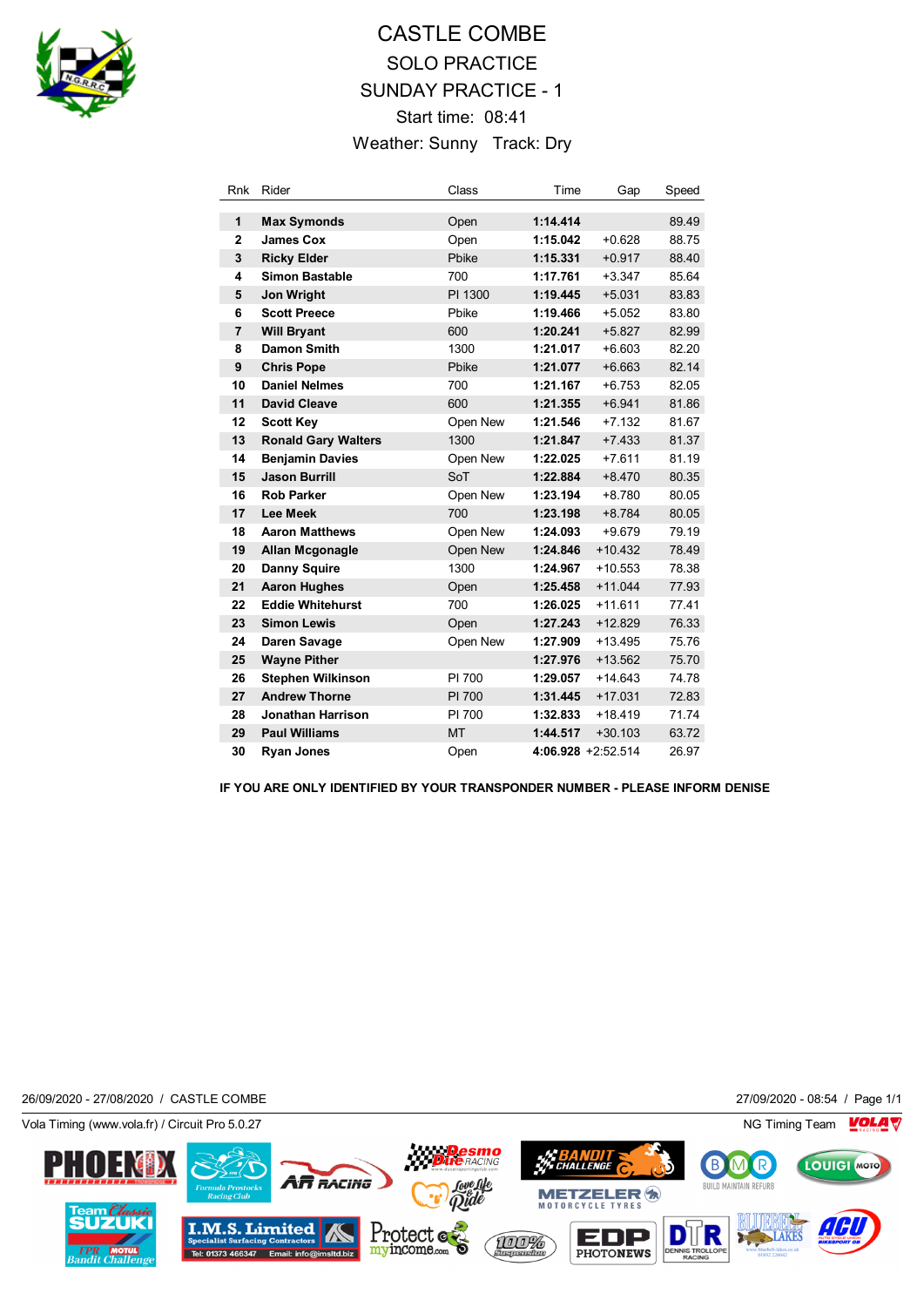# CASTLE COMBE

## SOLO PRACTICE

## SUNDAY PRACTICE - 1

Start time: 08:41

Weather: Sunny Track: Dry

| Rnk | Rider | Class | Time | Gap | Speed |
|---|---|---|---|---|---|
| 1 | **Max Symonds** | Open | **1:14.414** | | 89.49 |
| 2 | **James Cox** | Open | **1:15.042** | +0.628 | 88.75 |
| 3 | **Ricky Elder** | Pbike | **1:15.331** | +0.917 | 88.40 |
| 4 | **Simon Bastable** | 700 | **1:17.761** | +3.347 | 85.64 |
| 5 | **Jon Wright** | PI 1300 | **1:19.445** | +5.031 | 83.83 |
| 6 | **Scott Preece** | Pbike | **1:19.466** | +5.052 | 83.80 |
| 7 | **Will Bryant** | 600 | **1:20.241** | +5.827 | 82.99 |
| 8 | **Damon Smith** | 1300 | **1:21.017** | +6.603 | 82.20 |
| 9 | **Chris Pope** | Pbike | **1:21.077** | +6.663 | 82.14 |
| 10 | **Daniel Nelmes** | 700 | **1:21.167** | +6.753 | 82.05 |
| 11 | **David Cleave** | 600 | **1:21.355** | +6.941 | 81.86 |
| 12 | **Scott Key** | Open New | **1:21.546** | +7.132 | 81.67 |
| 13 | **Ronald Gary Walters** | 1300 | **1:21.847** | +7.433 | 81.37 |
| 14 | **Benjamin Davies** | Open New | **1:22.025** | +7.611 | 81.19 |
| 15 | **Jason Burrill** | SoT | **1:22.884** | +8.470 | 80.35 |
| 16 | **Rob Parker** | Open New | **1:23.194** | +8.780 | 80.05 |
| 17 | **Lee Meek** | 700 | **1:23.198** | +8.784 | 80.05 |
| 18 | **Aaron Matthews** | Open New | **1:24.093** | +9.679 | 79.19 |
| 19 | **Allan Mcgonagle** | Open New | **1:24.846** | +10.432 | 78.49 |
| 20 | **Danny Squire** | 1300 | **1:24.967** | +10.553 | 78.38 |
| 21 | **Aaron Hughes** | Open | **1:25.458** | +11.044 | 77.93 |
| 22 | **Eddie Whitehurst** | 700 | **1:26.025** | +11.611 | 77.41 |
| 23 | **Simon Lewis** | Open | **1:27.243** | +12.829 | 76.33 |
| 24 | **Daren Savage** | Open New | **1:27.909** | +13.495 | 75.76 |
| 25 | **Wayne Pither** | | **1:27.976** | +13.562 | 75.70 |
| 26 | **Stephen Wilkinson** | PI 700 | **1:29.057** | +14.643 | 74.78 |
| 27 | **Andrew Thorne** | PI 700 | **1:31.445** | +17.031 | 72.83 |
| 28 | **Jonathan Harrison** | PI 700 | **1:32.833** | +18.419 | 71.74 |
| 29 | **Paul Williams** | MT | **1:44.517** | +30.103 | 63.72 |
| 30 | **Ryan Jones** | Open | **4:06.928** | +2:52.514 | 26.97 |

**IF YOU ARE ONLY IDENTIFIED BY YOUR TRANSPONDER NUMBER - PLEASE INFORM DENISE**

26/09/2020 - 27/08/2020 / CASTLE COMBE 27/09/2020 - 08:54

Vola Timing (www.vola.fr) / Circuit Pro 5.0.27 NG Timing Team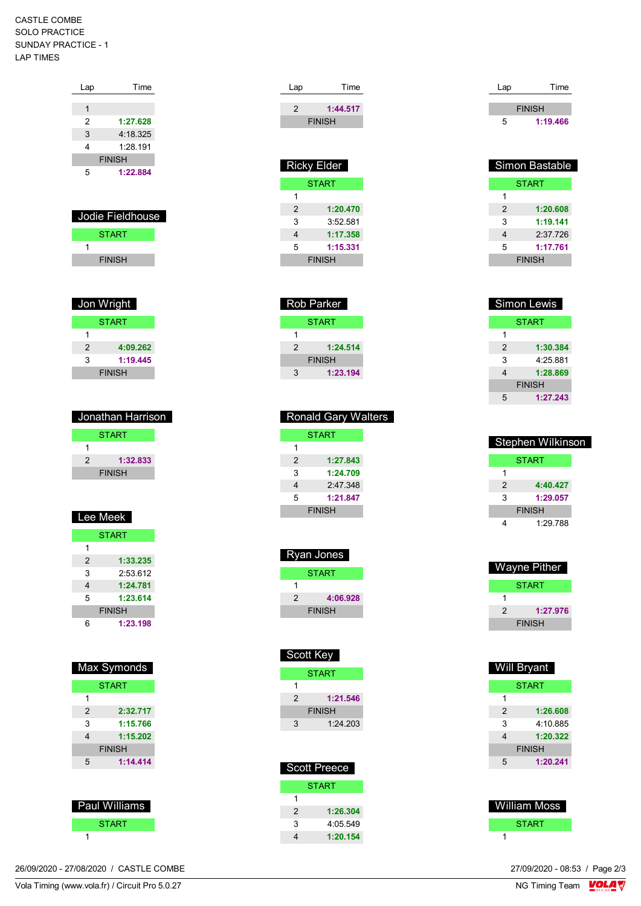CASTLE COMBE
SOLO PRACTICE
SUNDAY PRACTICE - 1
LAP TIMES

| Lap | Time |
|---|---|
| 1 | |
| 2 | 1:27.628 |
| 3 | 4:18.325 |
| 4 | 1:28.191 |
| FINISH | |
| 5 | 1:22.884 |

## Jodie Fieldhouse

| Lap | Time |
|---|---|
| START | |
| 1 | |
| FINISH | |

## Jon Wright

| Lap | Time |
|---|---|
| START | |
| 1 | |
| 2 | 4:09.262 |
| 3 | 1:19.445 |
| FINISH | |

## Jonathan Harrison

| Lap | Time |
|---|---|
| START | |
| 1 | |
| 2 | 1:32.833 |
| FINISH | |

## Lee Meek

| Lap | Time |
|---|---|
| START | |
| 1 | |
| 2 | 1:33.235 |
| 3 | 2:53.612 |
| 4 | 1:24.781 |
| 5 | 1:23.614 |
| FINISH | |
| 6 | 1:23.198 |

## Max Symonds

| Lap | Time |
|---|---|
| START | |
| 1 | |
| 2 | 2:32.717 |
| 3 | 1:15.766 |
| 4 | 1:15.202 |
| FINISH | |
| 5 | 1:14.414 |

## Paul Williams

| Lap | Time |
|---|---|
| START | |
| 1 | |

| Lap | Time |
|---|---|
| 2 | 1:44.517 |
| FINISH | |

## Ricky Elder

| Lap | Time |
|---|---|
| START | |
| 1 | |
| 2 | 1:20.470 |
| 3 | 3:52.581 |
| 4 | 1:17.358 |
| 5 | 1:15.331 |
| FINISH | |

## Rob Parker

| Lap | Time |
|---|---|
| START | |
| 1 | |
| 2 | 1:24.514 |
| FINISH | |
| 3 | 1:23.194 |

## Ronald Gary Walters

| Lap | Time |
|---|---|
| START | |
| 1 | |
| 2 | 1:27.843 |
| 3 | 1:24.709 |
| 4 | 2:47.348 |
| 5 | 1:21.847 |
| FINISH | |

## Ryan Jones

| Lap | Time |
|---|---|
| START | |
| 1 | |
| 2 | 4:06.928 |
| FINISH | |

## Scott Key

| Lap | Time |
|---|---|
| START | |
| 1 | |
| 2 | 1:21.546 |
| FINISH | |
| 3 | 1:24.203 |

## Scott Preece

| Lap | Time |
|---|---|
| START | |
| 1 | |
| 2 | 1:26.304 |
| 3 | 4:05.549 |
| 4 | 1:20.154 |

| Lap | Time |
|---|---|
| FINISH | |
| 5 | 1:19.466 |

## Simon Bastable

| Lap | Time |
|---|---|
| START | |
| 1 | |
| 2 | 1:20.608 |
| 3 | 1:19.141 |
| 4 | 2:37.726 |
| 5 | 1:17.761 |
| FINISH | |

## Simon Lewis

| Lap | Time |
|---|---|
| START | |
| 1 | |
| 2 | 1:30.384 |
| 3 | 4:25.881 |
| 4 | 1:28.869 |
| FINISH | |
| 5 | 1:27.243 |

## Stephen Wilkinson

| Lap | Time |
|---|---|
| START | |
| 1 | |
| 2 | 4:40.427 |
| 3 | 1:29.057 |
| FINISH | |
| 4 | 1:29.788 |

## Wayne Pither

| Lap | Time |
|---|---|
| START | |
| 1 | |
| 2 | 1:27.976 |
| FINISH | |

## Will Bryant

| Lap | Time |
|---|---|
| START | |
| 1 | |
| 2 | 1:26.608 |
| 3 | 4:10.885 |
| 4 | 1:20.322 |
| FINISH | |
| 5 | 1:20.241 |

## William Moss

| Lap | Time |
|---|---|
| START | |
| 1 | |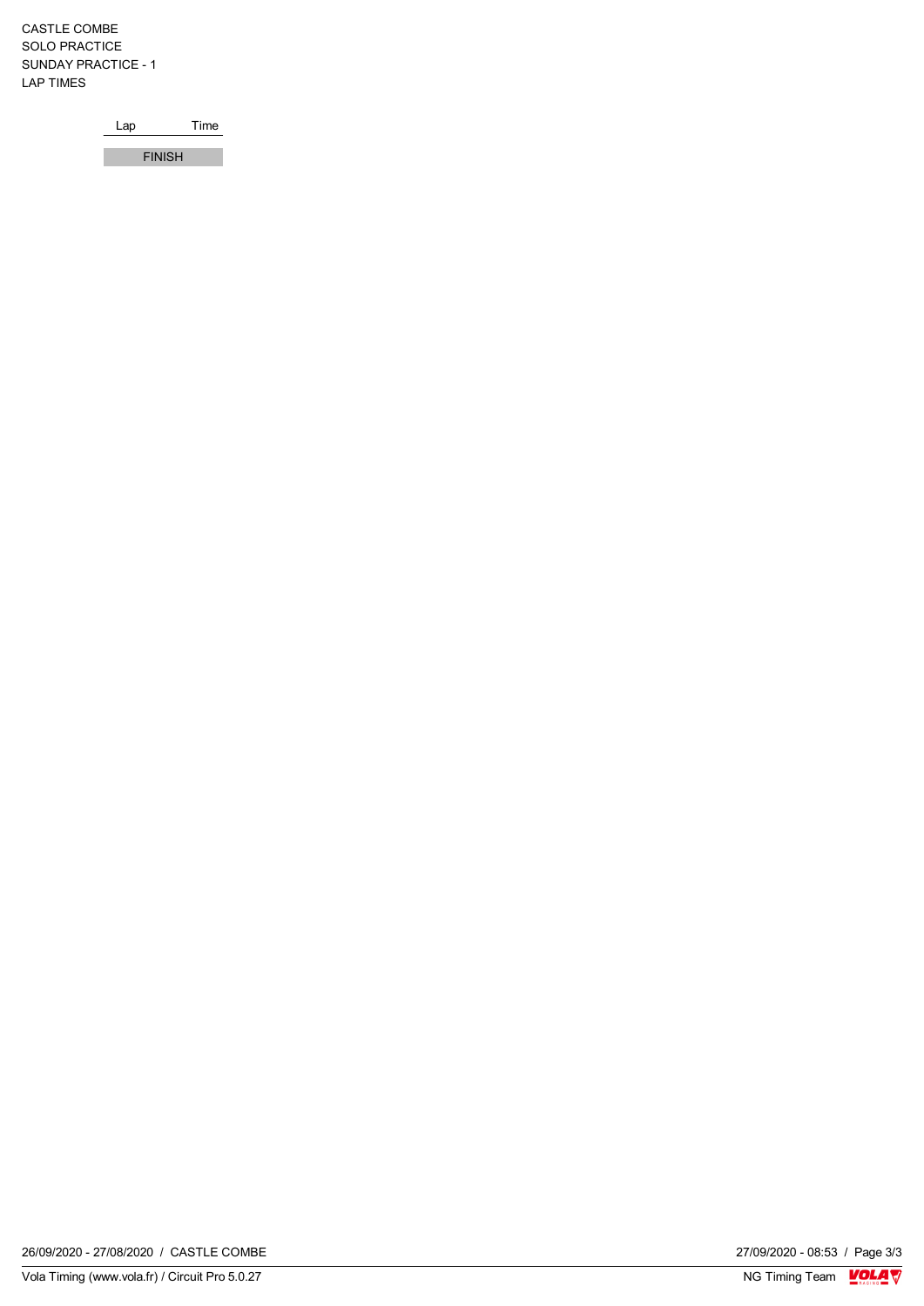CASTLE COMBE
SOLO PRACTICE
SUNDAY PRACTICE - 1
LAP TIMES

| Lap | Time |
|---|---|
| FINISH | |